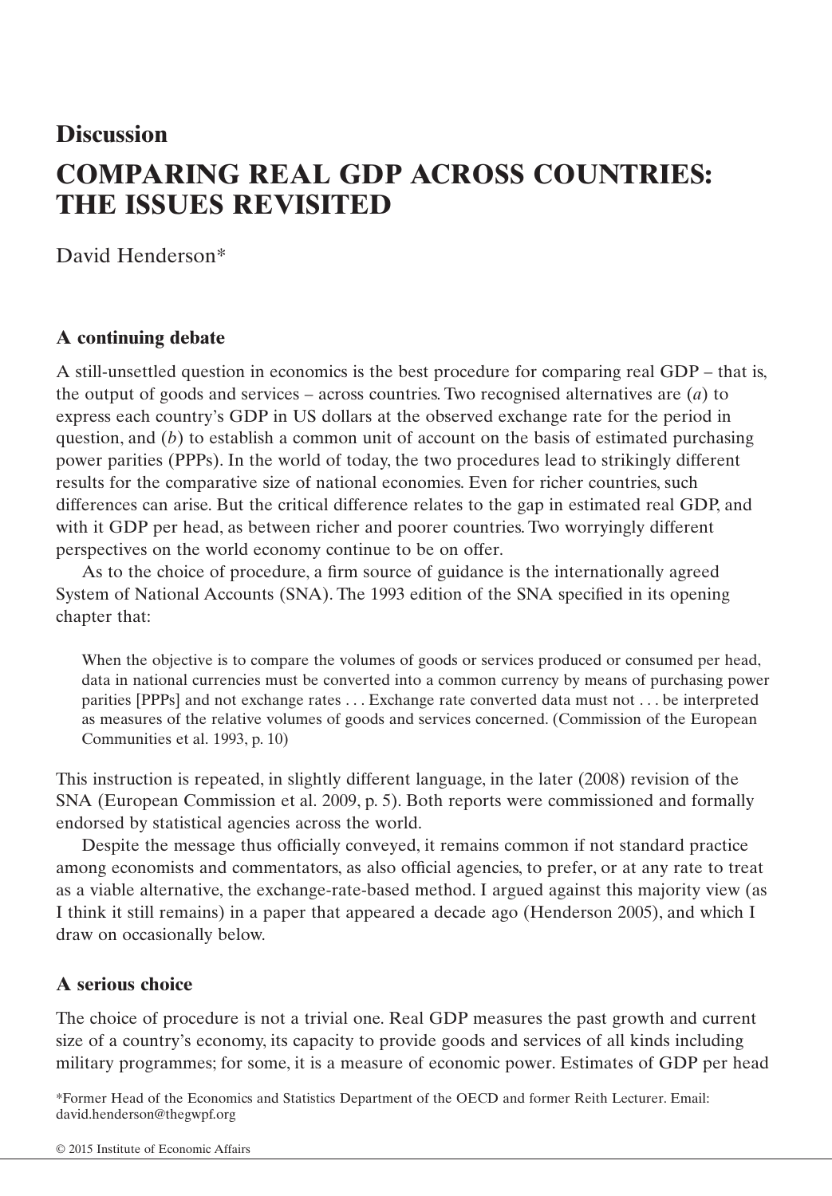Discussion

# COMPARING REAL GDP ACROSS COUNTRIES: THE ISSUES REVISITED

David Henderson*

## A continuing debate

A still-unsettled question in economics is the best procedure for comparing real GDP – that is, the output of goods and services – across countries. Two recognised alternatives are (*a*) to express each country's GDP in US dollars at the observed exchange rate for the period in question, and (*b*) to establish a common unit of account on the basis of estimated purchasing power parities (PPPs). In the world of today, the two procedures lead to strikingly different results for the comparative size of national economies. Even for richer countries, such differences can arise. But the critical difference relates to the gap in estimated real GDP, and with it GDP per head, as between richer and poorer countries. Two worryingly different perspectives on the world economy continue to be on offer.

As to the choice of procedure, a firm source of guidance is the internationally agreed System of National Accounts (SNA). The 1993 edition of the SNA specified in its opening chapter that:

> When the objective is to compare the volumes of goods or services produced or consumed per head, data in national currencies must be converted into a common currency by means of purchasing power parities [PPPs] and not exchange rates . . . Exchange rate converted data must not . . . be interpreted as measures of the relative volumes of goods and services concerned. (Commission of the European Communities et al. 1993, p. 10)

This instruction is repeated, in slightly different language, in the later (2008) revision of the SNA (European Commission et al. 2009, p. 5). Both reports were commissioned and formally endorsed by statistical agencies across the world.

Despite the message thus officially conveyed, it remains common if not standard practice among economists and commentators, as also official agencies, to prefer, or at any rate to treat as a viable alternative, the exchange-rate-based method. I argued against this majority view (as I think it still remains) in a paper that appeared a decade ago (Henderson 2005), and which I draw on occasionally below.

## A serious choice

The choice of procedure is not a trivial one. Real GDP measures the past growth and current size of a country's economy, its capacity to provide goods and services of all kinds including military programmes; for some, it is a measure of economic power. Estimates of GDP per head

*Former Head of the Economics and Statistics Department of the OECD and former Reith Lecturer. Email: david.henderson@thegwpf.org

© 2015 Institute of Economic Affairs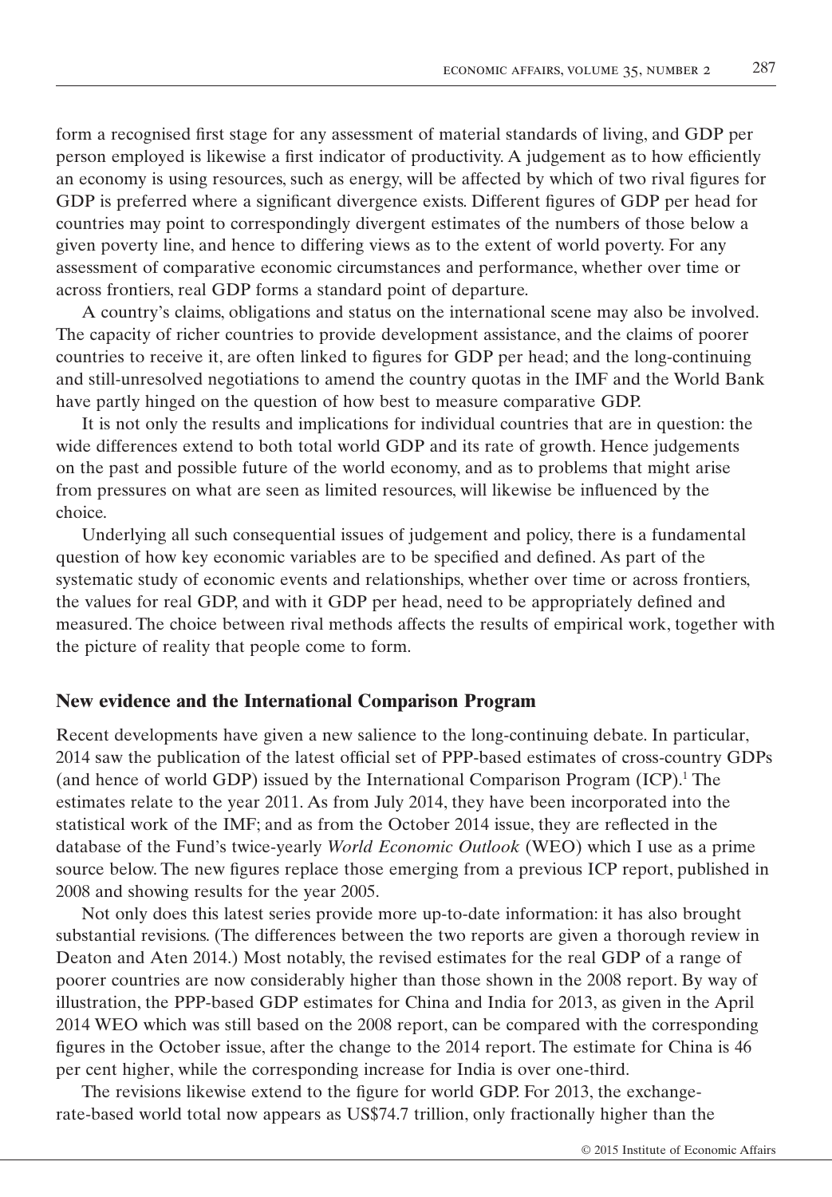form a recognised first stage for any assessment of material standards of living, and GDP per person employed is likewise a first indicator of productivity. A judgement as to how efficiently an economy is using resources, such as energy, will be affected by which of two rival figures for GDP is preferred where a significant divergence exists. Different figures of GDP per head for countries may point to correspondingly divergent estimates of the numbers of those below a given poverty line, and hence to differing views as to the extent of world poverty. For any assessment of comparative economic circumstances and performance, whether over time or across frontiers, real GDP forms a standard point of departure.

A country's claims, obligations and status on the international scene may also be involved. The capacity of richer countries to provide development assistance, and the claims of poorer countries to receive it, are often linked to figures for GDP per head; and the long-continuing and still-unresolved negotiations to amend the country quotas in the IMF and the World Bank have partly hinged on the question of how best to measure comparative GDP.

It is not only the results and implications for individual countries that are in question: the wide differences extend to both total world GDP and its rate of growth. Hence judgements on the past and possible future of the world economy, and as to problems that might arise from pressures on what are seen as limited resources, will likewise be influenced by the choice.

Underlying all such consequential issues of judgement and policy, there is a fundamental question of how key economic variables are to be specified and defined. As part of the systematic study of economic events and relationships, whether over time or across frontiers, the values for real GDP, and with it GDP per head, need to be appropriately defined and measured. The choice between rival methods affects the results of empirical work, together with the picture of reality that people come to form.

## New evidence and the International Comparison Program

Recent developments have given a new salience to the long-continuing debate. In particular, 2014 saw the publication of the latest official set of PPP-based estimates of cross-country GDPs (and hence of world GDP) issued by the International Comparison Program (ICP).[1] The estimates relate to the year 2011. As from July 2014, they have been incorporated into the statistical work of the IMF; and as from the October 2014 issue, they are reflected in the database of the Fund's twice-yearly *World Economic Outlook* (WEO) which I use as a prime source below. The new figures replace those emerging from a previous ICP report, published in 2008 and showing results for the year 2005.

Not only does this latest series provide more up-to-date information: it has also brought substantial revisions. (The differences between the two reports are given a thorough review in Deaton and Aten 2014.) Most notably, the revised estimates for the real GDP of a range of poorer countries are now considerably higher than those shown in the 2008 report. By way of illustration, the PPP-based GDP estimates for China and India for 2013, as given in the April 2014 WEO which was still based on the 2008 report, can be compared with the corresponding figures in the October issue, after the change to the 2014 report. The estimate for China is 46 per cent higher, while the corresponding increase for India is over one-third.

The revisions likewise extend to the figure for world GDP. For 2013, the exchange-rate-based world total now appears as US$74.7 trillion, only fractionally higher than the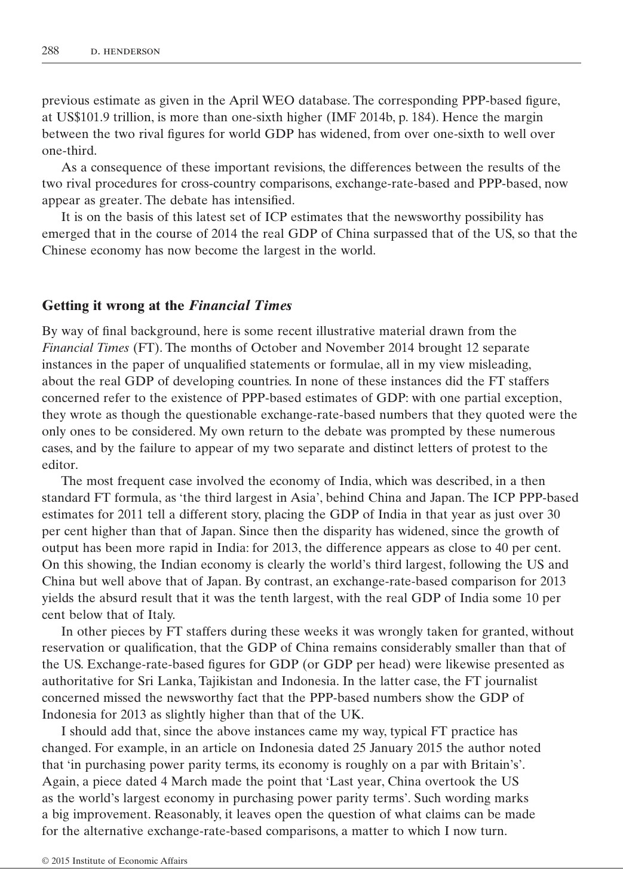previous estimate as given in the April WEO database. The corresponding PPP-based figure, at US$101.9 trillion, is more than one-sixth higher (IMF 2014b, p. 184). Hence the margin between the two rival figures for world GDP has widened, from over one-sixth to well over one-third.

As a consequence of these important revisions, the differences between the results of the two rival procedures for cross-country comparisons, exchange-rate-based and PPP-based, now appear as greater. The debate has intensified.

It is on the basis of this latest set of ICP estimates that the newsworthy possibility has emerged that in the course of 2014 the real GDP of China surpassed that of the US, so that the Chinese economy has now become the largest in the world.

## Getting it wrong at the *Financial Times*

By way of final background, here is some recent illustrative material drawn from the *Financial Times* (FT). The months of October and November 2014 brought 12 separate instances in the paper of unqualified statements or formulae, all in my view misleading, about the real GDP of developing countries. In none of these instances did the FT staffers concerned refer to the existence of PPP-based estimates of GDP: with one partial exception, they wrote as though the questionable exchange-rate-based numbers that they quoted were the only ones to be considered. My own return to the debate was prompted by these numerous cases, and by the failure to appear of my two separate and distinct letters of protest to the editor.

The most frequent case involved the economy of India, which was described, in a then standard FT formula, as 'the third largest in Asia', behind China and Japan. The ICP PPP-based estimates for 2011 tell a different story, placing the GDP of India in that year as just over 30 per cent higher than that of Japan. Since then the disparity has widened, since the growth of output has been more rapid in India: for 2013, the difference appears as close to 40 per cent. On this showing, the Indian economy is clearly the world's third largest, following the US and China but well above that of Japan. By contrast, an exchange-rate-based comparison for 2013 yields the absurd result that it was the tenth largest, with the real GDP of India some 10 per cent below that of Italy.

In other pieces by FT staffers during these weeks it was wrongly taken for granted, without reservation or qualification, that the GDP of China remains considerably smaller than that of the US. Exchange-rate-based figures for GDP (or GDP per head) were likewise presented as authoritative for Sri Lanka, Tajikistan and Indonesia. In the latter case, the FT journalist concerned missed the newsworthy fact that the PPP-based numbers show the GDP of Indonesia for 2013 as slightly higher than that of the UK.

I should add that, since the above instances came my way, typical FT practice has changed. For example, in an article on Indonesia dated 25 January 2015 the author noted that 'in purchasing power parity terms, its economy is roughly on a par with Britain's'. Again, a piece dated 4 March made the point that 'Last year, China overtook the US as the world's largest economy in purchasing power parity terms'. Such wording marks a big improvement. Reasonably, it leaves open the question of what claims can be made for the alternative exchange-rate-based comparisons, a matter to which I now turn.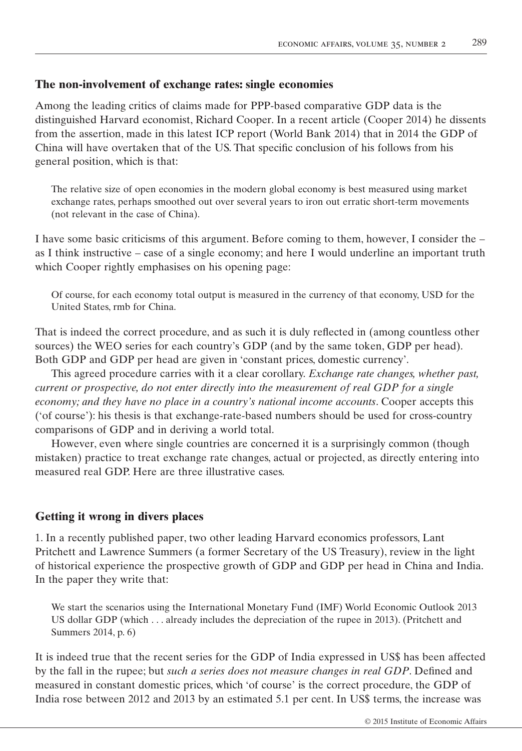## The non-involvement of exchange rates: single economies

Among the leading critics of claims made for PPP-based comparative GDP data is the distinguished Harvard economist, Richard Cooper. In a recent article (Cooper 2014) he dissents from the assertion, made in this latest ICP report (World Bank 2014) that in 2014 the GDP of China will have overtaken that of the US. That specific conclusion of his follows from his general position, which is that:

> The relative size of open economies in the modern global economy is best measured using market exchange rates, perhaps smoothed out over several years to iron out erratic short-term movements (not relevant in the case of China).

I have some basic criticisms of this argument. Before coming to them, however, I consider the – as I think instructive – case of a single economy; and here I would underline an important truth which Cooper rightly emphasises on his opening page:

> Of course, for each economy total output is measured in the currency of that economy, USD for the United States, rmb for China.

That is indeed the correct procedure, and as such it is duly reflected in (among countless other sources) the WEO series for each country's GDP (and by the same token, GDP per head). Both GDP and GDP per head are given in 'constant prices, domestic currency'.

This agreed procedure carries with it a clear corollary. *Exchange rate changes, whether past, current or prospective, do not enter directly into the measurement of real GDP for a single economy; and they have no place in a country's national income accounts*. Cooper accepts this ('of course'): his thesis is that exchange-rate-based numbers should be used for cross-country comparisons of GDP and in deriving a world total.

However, even where single countries are concerned it is a surprisingly common (though mistaken) practice to treat exchange rate changes, actual or projected, as directly entering into measured real GDP. Here are three illustrative cases.

## Getting it wrong in divers places

1. In a recently published paper, two other leading Harvard economics professors, Lant Pritchett and Lawrence Summers (a former Secretary of the US Treasury), review in the light of historical experience the prospective growth of GDP and GDP per head in China and India. In the paper they write that:

> We start the scenarios using the International Monetary Fund (IMF) World Economic Outlook 2013 US dollar GDP (which . . . already includes the depreciation of the rupee in 2013). (Pritchett and Summers 2014, p. 6)

It is indeed true that the recent series for the GDP of India expressed in US$ has been affected by the fall in the rupee; but *such a series does not measure changes in real GDP*. Defined and measured in constant domestic prices, which 'of course' is the correct procedure, the GDP of India rose between 2012 and 2013 by an estimated 5.1 per cent. In US$ terms, the increase was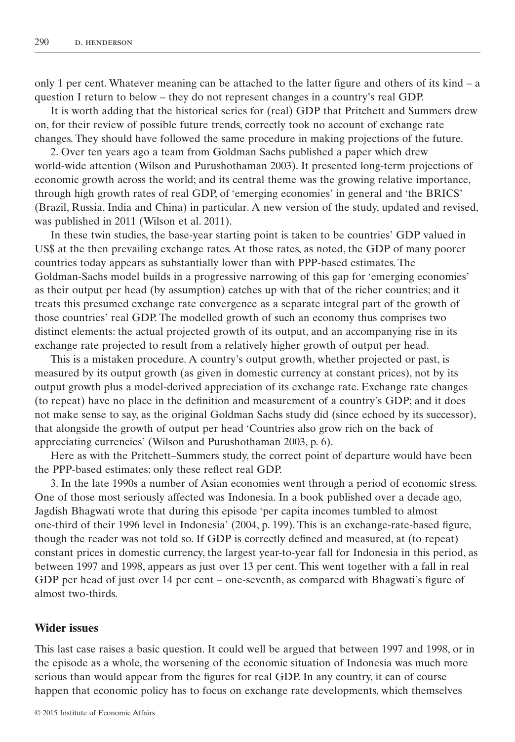only 1 per cent. Whatever meaning can be attached to the latter figure and others of its kind – a question I return to below – they do not represent changes in a country's real GDP.

It is worth adding that the historical series for (real) GDP that Pritchett and Summers drew on, for their review of possible future trends, correctly took no account of exchange rate changes. They should have followed the same procedure in making projections of the future.

2. Over ten years ago a team from Goldman Sachs published a paper which drew world-wide attention (Wilson and Purushothaman 2003). It presented long-term projections of economic growth across the world; and its central theme was the growing relative importance, through high growth rates of real GDP, of 'emerging economies' in general and 'the BRICS' (Brazil, Russia, India and China) in particular. A new version of the study, updated and revised, was published in 2011 (Wilson et al. 2011).

In these twin studies, the base-year starting point is taken to be countries' GDP valued in US$ at the then prevailing exchange rates. At those rates, as noted, the GDP of many poorer countries today appears as substantially lower than with PPP-based estimates. The Goldman-Sachs model builds in a progressive narrowing of this gap for 'emerging economies' as their output per head (by assumption) catches up with that of the richer countries; and it treats this presumed exchange rate convergence as a separate integral part of the growth of those countries' real GDP. The modelled growth of such an economy thus comprises two distinct elements: the actual projected growth of its output, and an accompanying rise in its exchange rate projected to result from a relatively higher growth of output per head.

This is a mistaken procedure. A country's output growth, whether projected or past, is measured by its output growth (as given in domestic currency at constant prices), not by its output growth plus a model-derived appreciation of its exchange rate. Exchange rate changes (to repeat) have no place in the definition and measurement of a country's GDP; and it does not make sense to say, as the original Goldman Sachs study did (since echoed by its successor), that alongside the growth of output per head 'Countries also grow rich on the back of appreciating currencies' (Wilson and Purushothaman 2003, p. 6).

Here as with the Pritchett–Summers study, the correct point of departure would have been the PPP-based estimates: only these reflect real GDP.

3. In the late 1990s a number of Asian economies went through a period of economic stress. One of those most seriously affected was Indonesia. In a book published over a decade ago, Jagdish Bhagwati wrote that during this episode 'per capita incomes tumbled to almost one-third of their 1996 level in Indonesia' (2004, p. 199). This is an exchange-rate-based figure, though the reader was not told so. If GDP is correctly defined and measured, at (to repeat) constant prices in domestic currency, the largest year-to-year fall for Indonesia in this period, as between 1997 and 1998, appears as just over 13 per cent. This went together with a fall in real GDP per head of just over 14 per cent – one-seventh, as compared with Bhagwati's figure of almost two-thirds.

## Wider issues

This last case raises a basic question. It could well be argued that between 1997 and 1998, or in the episode as a whole, the worsening of the economic situation of Indonesia was much more serious than would appear from the figures for real GDP. In any country, it can of course happen that economic policy has to focus on exchange rate developments, which themselves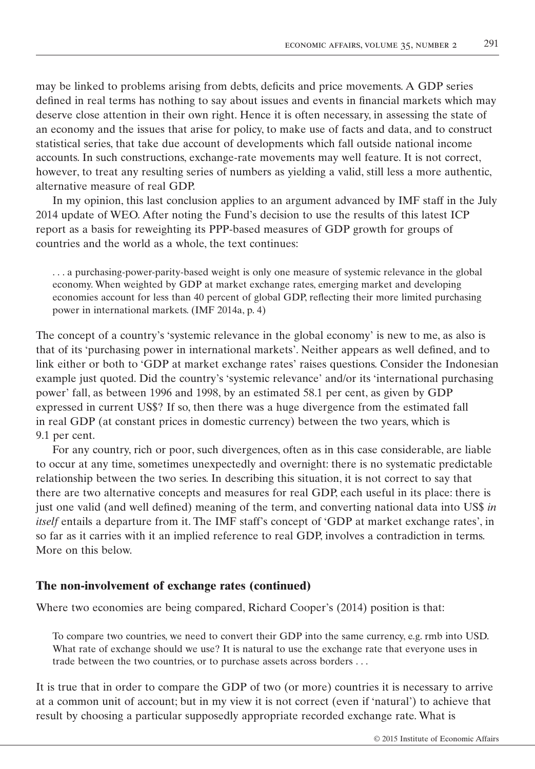may be linked to problems arising from debts, deficits and price movements. A GDP series defined in real terms has nothing to say about issues and events in financial markets which may deserve close attention in their own right. Hence it is often necessary, in assessing the state of an economy and the issues that arise for policy, to make use of facts and data, and to construct statistical series, that take due account of developments which fall outside national income accounts. In such constructions, exchange-rate movements may well feature. It is not correct, however, to treat any resulting series of numbers as yielding a valid, still less a more authentic, alternative measure of real GDP.

In my opinion, this last conclusion applies to an argument advanced by IMF staff in the July 2014 update of WEO. After noting the Fund's decision to use the results of this latest ICP report as a basis for reweighting its PPP-based measures of GDP growth for groups of countries and the world as a whole, the text continues:

> . . . a purchasing-power-parity-based weight is only one measure of systemic relevance in the global economy. When weighted by GDP at market exchange rates, emerging market and developing economies account for less than 40 percent of global GDP, reflecting their more limited purchasing power in international markets. (IMF 2014a, p. 4)

The concept of a country's 'systemic relevance in the global economy' is new to me, as also is that of its 'purchasing power in international markets'. Neither appears as well defined, and to link either or both to 'GDP at market exchange rates' raises questions. Consider the Indonesian example just quoted. Did the country's 'systemic relevance' and/or its 'international purchasing power' fall, as between 1996 and 1998, by an estimated 58.1 per cent, as given by GDP expressed in current US$? If so, then there was a huge divergence from the estimated fall in real GDP (at constant prices in domestic currency) between the two years, which is 9.1 per cent.

For any country, rich or poor, such divergences, often as in this case considerable, are liable to occur at any time, sometimes unexpectedly and overnight: there is no systematic predictable relationship between the two series. In describing this situation, it is not correct to say that there are two alternative concepts and measures for real GDP, each useful in its place: there is just one valid (and well defined) meaning of the term, and converting national data into US$ *in itself* entails a departure from it. The IMF staff's concept of 'GDP at market exchange rates', in so far as it carries with it an implied reference to real GDP, involves a contradiction in terms. More on this below.

## The non-involvement of exchange rates (continued)

Where two economies are being compared, Richard Cooper's (2014) position is that:

> To compare two countries, we need to convert their GDP into the same currency, e.g. rmb into USD. What rate of exchange should we use? It is natural to use the exchange rate that everyone uses in trade between the two countries, or to purchase assets across borders . . .

It is true that in order to compare the GDP of two (or more) countries it is necessary to arrive at a common unit of account; but in my view it is not correct (even if 'natural') to achieve that result by choosing a particular supposedly appropriate recorded exchange rate. What is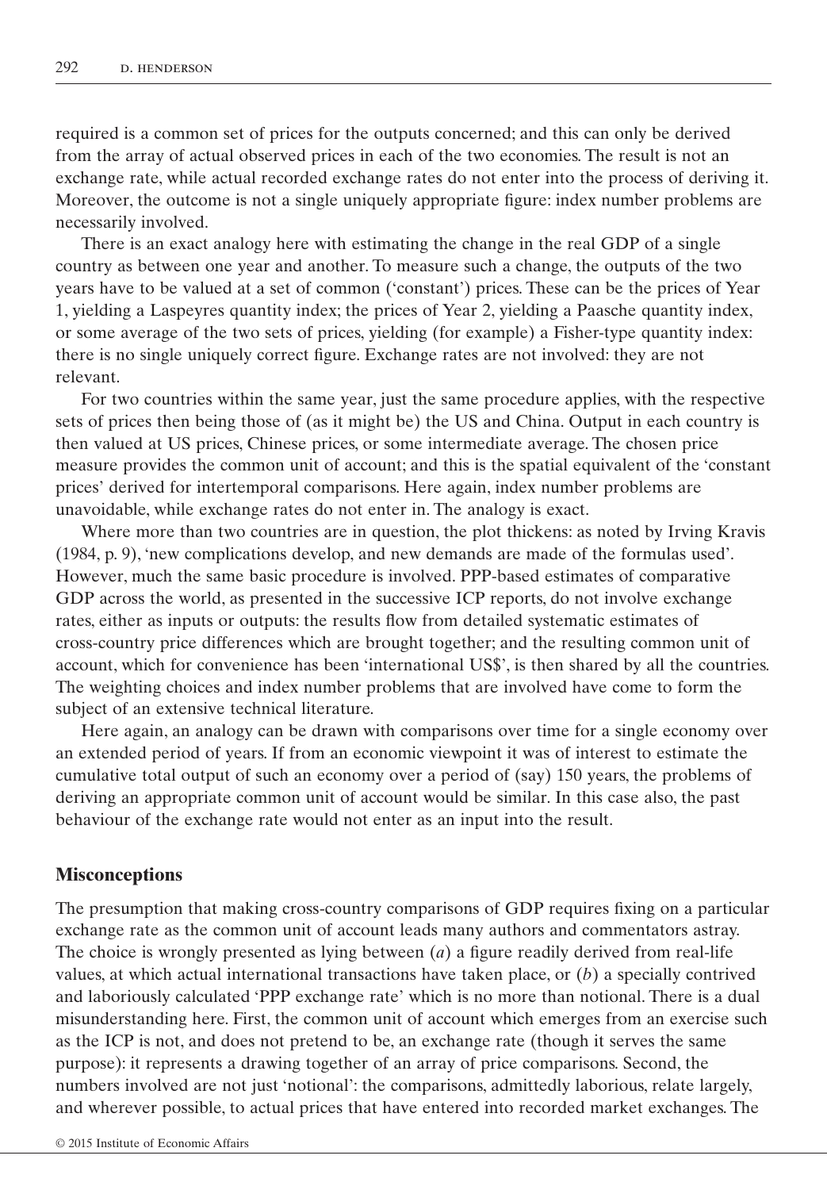required is a common set of prices for the outputs concerned; and this can only be derived from the array of actual observed prices in each of the two economies. The result is not an exchange rate, while actual recorded exchange rates do not enter into the process of deriving it. Moreover, the outcome is not a single uniquely appropriate figure: index number problems are necessarily involved.

There is an exact analogy here with estimating the change in the real GDP of a single country as between one year and another. To measure such a change, the outputs of the two years have to be valued at a set of common ('constant') prices. These can be the prices of Year 1, yielding a Laspeyres quantity index; the prices of Year 2, yielding a Paasche quantity index, or some average of the two sets of prices, yielding (for example) a Fisher-type quantity index: there is no single uniquely correct figure. Exchange rates are not involved: they are not relevant.

For two countries within the same year, just the same procedure applies, with the respective sets of prices then being those of (as it might be) the US and China. Output in each country is then valued at US prices, Chinese prices, or some intermediate average. The chosen price measure provides the common unit of account; and this is the spatial equivalent of the 'constant prices' derived for intertemporal comparisons. Here again, index number problems are unavoidable, while exchange rates do not enter in. The analogy is exact.

Where more than two countries are in question, the plot thickens: as noted by Irving Kravis (1984, p. 9), 'new complications develop, and new demands are made of the formulas used'. However, much the same basic procedure is involved. PPP-based estimates of comparative GDP across the world, as presented in the successive ICP reports, do not involve exchange rates, either as inputs or outputs: the results flow from detailed systematic estimates of cross-country price differences which are brought together; and the resulting common unit of account, which for convenience has been 'international US$', is then shared by all the countries. The weighting choices and index number problems that are involved have come to form the subject of an extensive technical literature.

Here again, an analogy can be drawn with comparisons over time for a single economy over an extended period of years. If from an economic viewpoint it was of interest to estimate the cumulative total output of such an economy over a period of (say) 150 years, the problems of deriving an appropriate common unit of account would be similar. In this case also, the past behaviour of the exchange rate would not enter as an input into the result.

## Misconceptions

The presumption that making cross-country comparisons of GDP requires fixing on a particular exchange rate as the common unit of account leads many authors and commentators astray. The choice is wrongly presented as lying between (*a*) a figure readily derived from real-life values, at which actual international transactions have taken place, or (*b*) a specially contrived and laboriously calculated 'PPP exchange rate' which is no more than notional. There is a dual misunderstanding here. First, the common unit of account which emerges from an exercise such as the ICP is not, and does not pretend to be, an exchange rate (though it serves the same purpose): it represents a drawing together of an array of price comparisons. Second, the numbers involved are not just 'notional': the comparisons, admittedly laborious, relate largely, and wherever possible, to actual prices that have entered into recorded market exchanges. The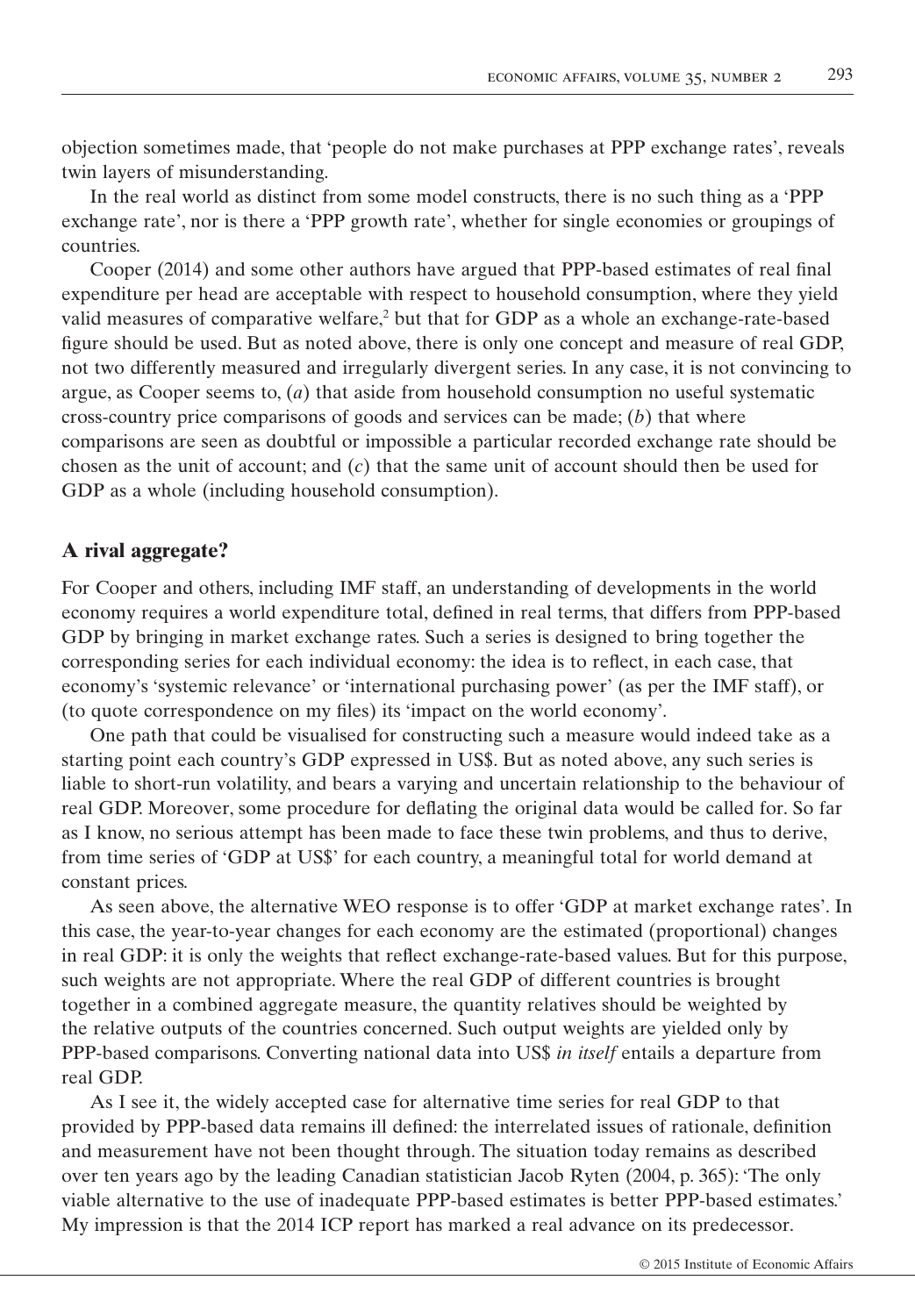objection sometimes made, that 'people do not make purchases at PPP exchange rates', reveals twin layers of misunderstanding.

In the real world as distinct from some model constructs, there is no such thing as a 'PPP exchange rate', nor is there a 'PPP growth rate', whether for single economies or groupings of countries.

Cooper (2014) and some other authors have argued that PPP-based estimates of real final expenditure per head are acceptable with respect to household consumption, where they yield valid measures of comparative welfare,[2] but that for GDP as a whole an exchange-rate-based figure should be used. But as noted above, there is only one concept and measure of real GDP, not two differently measured and irregularly divergent series. In any case, it is not convincing to argue, as Cooper seems to, (*a*) that aside from household consumption no useful systematic cross-country price comparisons of goods and services can be made; (*b*) that where comparisons are seen as doubtful or impossible a particular recorded exchange rate should be chosen as the unit of account; and (*c*) that the same unit of account should then be used for GDP as a whole (including household consumption).

## A rival aggregate?

For Cooper and others, including IMF staff, an understanding of developments in the world economy requires a world expenditure total, defined in real terms, that differs from PPP-based GDP by bringing in market exchange rates. Such a series is designed to bring together the corresponding series for each individual economy: the idea is to reflect, in each case, that economy's 'systemic relevance' or 'international purchasing power' (as per the IMF staff), or (to quote correspondence on my files) its 'impact on the world economy'.

One path that could be visualised for constructing such a measure would indeed take as a starting point each country's GDP expressed in US$. But as noted above, any such series is liable to short-run volatility, and bears a varying and uncertain relationship to the behaviour of real GDP. Moreover, some procedure for deflating the original data would be called for. So far as I know, no serious attempt has been made to face these twin problems, and thus to derive, from time series of 'GDP at US$' for each country, a meaningful total for world demand at constant prices.

As seen above, the alternative WEO response is to offer 'GDP at market exchange rates'. In this case, the year-to-year changes for each economy are the estimated (proportional) changes in real GDP: it is only the weights that reflect exchange-rate-based values. But for this purpose, such weights are not appropriate. Where the real GDP of different countries is brought together in a combined aggregate measure, the quantity relatives should be weighted by the relative outputs of the countries concerned. Such output weights are yielded only by PPP-based comparisons. Converting national data into US$ *in itself* entails a departure from real GDP.

As I see it, the widely accepted case for alternative time series for real GDP to that provided by PPP-based data remains ill defined: the interrelated issues of rationale, definition and measurement have not been thought through. The situation today remains as described over ten years ago by the leading Canadian statistician Jacob Ryten (2004, p. 365): 'The only viable alternative to the use of inadequate PPP-based estimates is better PPP-based estimates.' My impression is that the 2014 ICP report has marked a real advance on its predecessor.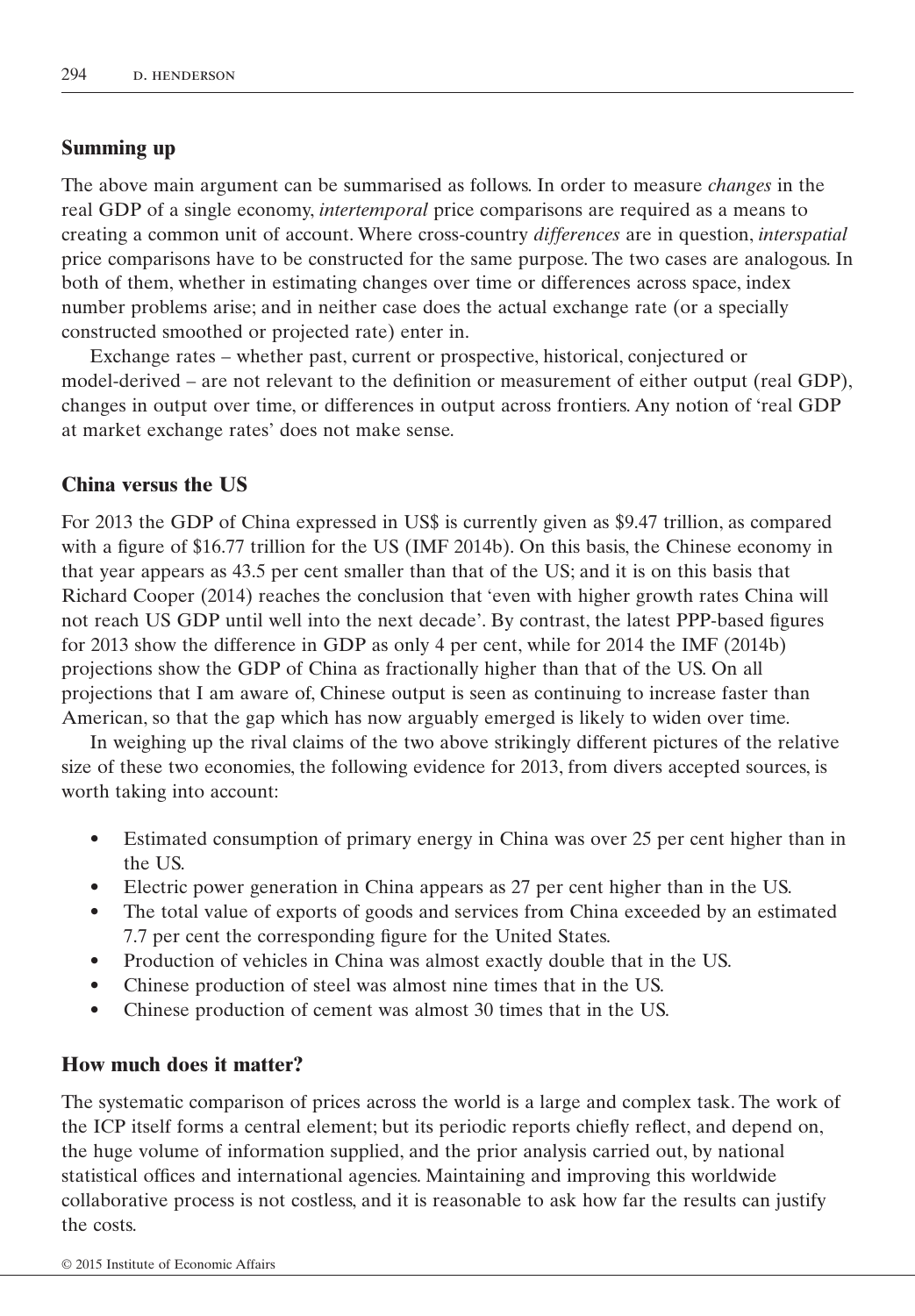## Summing up

The above main argument can be summarised as follows. In order to measure *changes* in the real GDP of a single economy, *intertemporal* price comparisons are required as a means to creating a common unit of account. Where cross-country *differences* are in question, *interspatial* price comparisons have to be constructed for the same purpose. The two cases are analogous. In both of them, whether in estimating changes over time or differences across space, index number problems arise; and in neither case does the actual exchange rate (or a specially constructed smoothed or projected rate) enter in.

Exchange rates – whether past, current or prospective, historical, conjectured or model-derived – are not relevant to the definition or measurement of either output (real GDP), changes in output over time, or differences in output across frontiers. Any notion of 'real GDP at market exchange rates' does not make sense.

## China versus the US

For 2013 the GDP of China expressed in US$ is currently given as $9.47 trillion, as compared with a figure of $16.77 trillion for the US (IMF 2014b). On this basis, the Chinese economy in that year appears as 43.5 per cent smaller than that of the US; and it is on this basis that Richard Cooper (2014) reaches the conclusion that 'even with higher growth rates China will not reach US GDP until well into the next decade'. By contrast, the latest PPP-based figures for 2013 show the difference in GDP as only 4 per cent, while for 2014 the IMF (2014b) projections show the GDP of China as fractionally higher than that of the US. On all projections that I am aware of, Chinese output is seen as continuing to increase faster than American, so that the gap which has now arguably emerged is likely to widen over time.

In weighing up the rival claims of the two above strikingly different pictures of the relative size of these two economies, the following evidence for 2013, from divers accepted sources, is worth taking into account:

- Estimated consumption of primary energy in China was over 25 per cent higher than in the US.
- Electric power generation in China appears as 27 per cent higher than in the US.
- The total value of exports of goods and services from China exceeded by an estimated 7.7 per cent the corresponding figure for the United States.
- Production of vehicles in China was almost exactly double that in the US.
- Chinese production of steel was almost nine times that in the US.
- Chinese production of cement was almost 30 times that in the US.

## How much does it matter?

The systematic comparison of prices across the world is a large and complex task. The work of the ICP itself forms a central element; but its periodic reports chiefly reflect, and depend on, the huge volume of information supplied, and the prior analysis carried out, by national statistical offices and international agencies. Maintaining and improving this worldwide collaborative process is not costless, and it is reasonable to ask how far the results can justify the costs.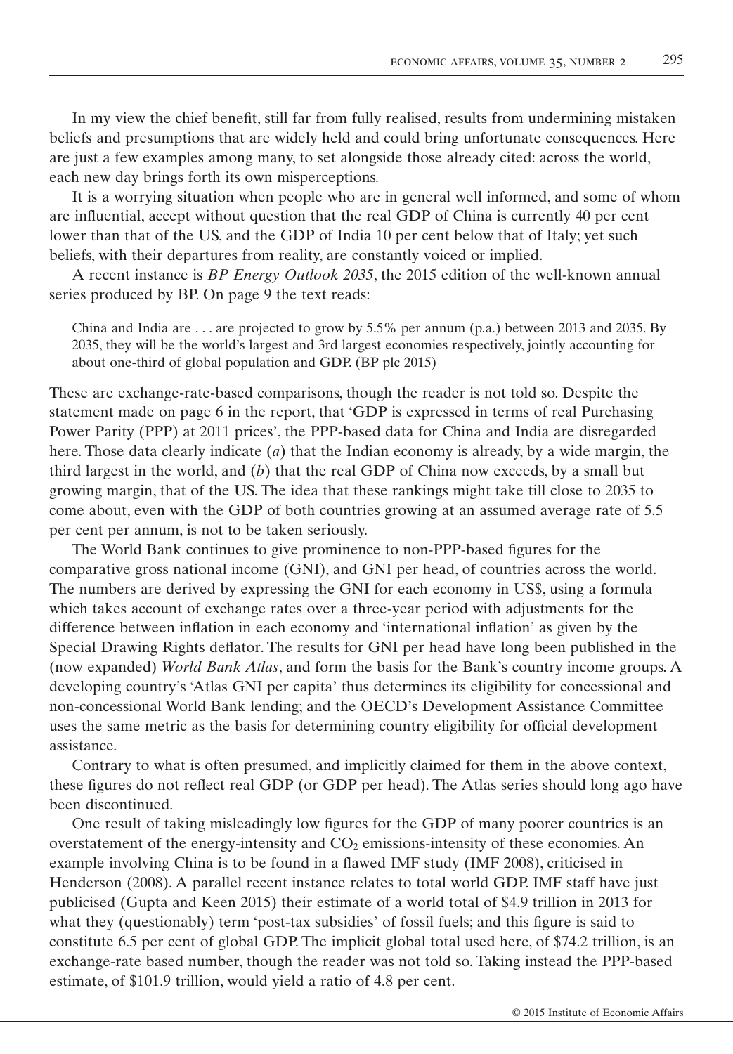In my view the chief benefit, still far from fully realised, results from undermining mistaken beliefs and presumptions that are widely held and could bring unfortunate consequences. Here are just a few examples among many, to set alongside those already cited: across the world, each new day brings forth its own misperceptions.

It is a worrying situation when people who are in general well informed, and some of whom are influential, accept without question that the real GDP of China is currently 40 per cent lower than that of the US, and the GDP of India 10 per cent below that of Italy; yet such beliefs, with their departures from reality, are constantly voiced or implied.

A recent instance is *BP Energy Outlook 2035*, the 2015 edition of the well-known annual series produced by BP. On page 9 the text reads:

> China and India are . . . are projected to grow by 5.5% per annum (p.a.) between 2013 and 2035. By 2035, they will be the world's largest and 3rd largest economies respectively, jointly accounting for about one-third of global population and GDP. (BP plc 2015)

These are exchange-rate-based comparisons, though the reader is not told so. Despite the statement made on page 6 in the report, that 'GDP is expressed in terms of real Purchasing Power Parity (PPP) at 2011 prices', the PPP-based data for China and India are disregarded here. Those data clearly indicate (*a*) that the Indian economy is already, by a wide margin, the third largest in the world, and (*b*) that the real GDP of China now exceeds, by a small but growing margin, that of the US. The idea that these rankings might take till close to 2035 to come about, even with the GDP of both countries growing at an assumed average rate of 5.5 per cent per annum, is not to be taken seriously.

The World Bank continues to give prominence to non-PPP-based figures for the comparative gross national income (GNI), and GNI per head, of countries across the world. The numbers are derived by expressing the GNI for each economy in US$, using a formula which takes account of exchange rates over a three-year period with adjustments for the difference between inflation in each economy and 'international inflation' as given by the Special Drawing Rights deflator. The results for GNI per head have long been published in the (now expanded) *World Bank Atlas*, and form the basis for the Bank's country income groups. A developing country's 'Atlas GNI per capita' thus determines its eligibility for concessional and non-concessional World Bank lending; and the OECD's Development Assistance Committee uses the same metric as the basis for determining country eligibility for official development assistance.

Contrary to what is often presumed, and implicitly claimed for them in the above context, these figures do not reflect real GDP (or GDP per head). The Atlas series should long ago have been discontinued.

One result of taking misleadingly low figures for the GDP of many poorer countries is an overstatement of the energy-intensity and $CO_2$ emissions-intensity of these economies. An example involving China is to be found in a flawed IMF study (IMF 2008), criticised in Henderson (2008). A parallel recent instance relates to total world GDP. IMF staff have just publicised (Gupta and Keen 2015) their estimate of a world total of $4.9 trillion in 2013 for what they (questionably) term 'post-tax subsidies' of fossil fuels; and this figure is said to constitute 6.5 per cent of global GDP. The implicit global total used here, of $74.2 trillion, is an exchange-rate based number, though the reader was not told so. Taking instead the PPP-based estimate, of $101.9 trillion, would yield a ratio of 4.8 per cent.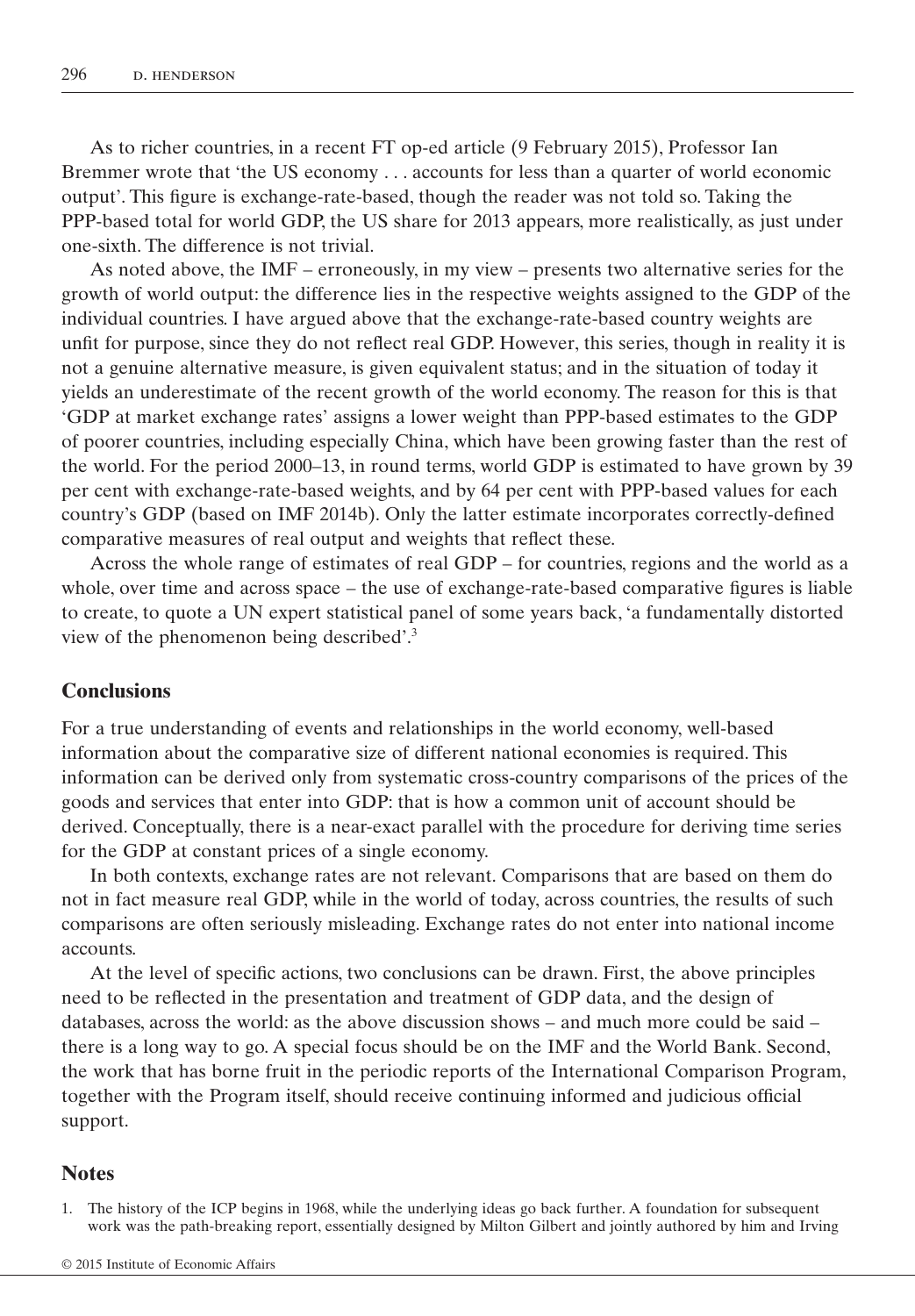As to richer countries, in a recent FT op-ed article (9 February 2015), Professor Ian Bremmer wrote that 'the US economy . . . accounts for less than a quarter of world economic output'. This figure is exchange-rate-based, though the reader was not told so. Taking the PPP-based total for world GDP, the US share for 2013 appears, more realistically, as just under one-sixth. The difference is not trivial.

As noted above, the IMF – erroneously, in my view – presents two alternative series for the growth of world output: the difference lies in the respective weights assigned to the GDP of the individual countries. I have argued above that the exchange-rate-based country weights are unfit for purpose, since they do not reflect real GDP. However, this series, though in reality it is not a genuine alternative measure, is given equivalent status; and in the situation of today it yields an underestimate of the recent growth of the world economy. The reason for this is that 'GDP at market exchange rates' assigns a lower weight than PPP-based estimates to the GDP of poorer countries, including especially China, which have been growing faster than the rest of the world. For the period 2000–13, in round terms, world GDP is estimated to have grown by 39 per cent with exchange-rate-based weights, and by 64 per cent with PPP-based values for each country's GDP (based on IMF 2014b). Only the latter estimate incorporates correctly-defined comparative measures of real output and weights that reflect these.

Across the whole range of estimates of real GDP – for countries, regions and the world as a whole, over time and across space – the use of exchange-rate-based comparative figures is liable to create, to quote a UN expert statistical panel of some years back, 'a fundamentally distorted view of the phenomenon being described'.[3]

## Conclusions

For a true understanding of events and relationships in the world economy, well-based information about the comparative size of different national economies is required. This information can be derived only from systematic cross-country comparisons of the prices of the goods and services that enter into GDP: that is how a common unit of account should be derived. Conceptually, there is a near-exact parallel with the procedure for deriving time series for the GDP at constant prices of a single economy.

In both contexts, exchange rates are not relevant. Comparisons that are based on them do not in fact measure real GDP, while in the world of today, across countries, the results of such comparisons are often seriously misleading. Exchange rates do not enter into national income accounts.

At the level of specific actions, two conclusions can be drawn. First, the above principles need to be reflected in the presentation and treatment of GDP data, and the design of databases, across the world: as the above discussion shows – and much more could be said – there is a long way to go. A special focus should be on the IMF and the World Bank. Second, the work that has borne fruit in the periodic reports of the International Comparison Program, together with the Program itself, should receive continuing informed and judicious official support.

## Notes

1. The history of the ICP begins in 1968, while the underlying ideas go back further. A foundation for subsequent work was the path-breaking report, essentially designed by Milton Gilbert and jointly authored by him and Irving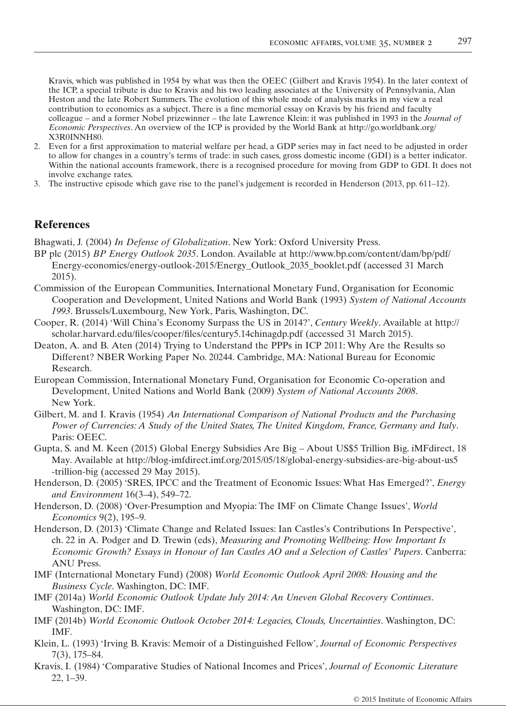Kravis, which was published in 1954 by what was then the OEEC (Gilbert and Kravis 1954). In the later context of the ICP, a special tribute is due to Kravis and his two leading associates at the University of Pennsylvania, Alan Heston and the late Robert Summers. The evolution of this whole mode of analysis marks in my view a real contribution to economics as a subject. There is a fine memorial essay on Kravis by his friend and faculty colleague – and a former Nobel prizewinner – the late Lawrence Klein: it was published in 1993 in the *Journal of Economic Perspectives*. An overview of the ICP is provided by the World Bank at http://go.worldbank.org/X3R0INNH80.

2. Even for a first approximation to material welfare per head, a GDP series may in fact need to be adjusted in order to allow for changes in a country's terms of trade: in such cases, gross domestic income (GDI) is a better indicator. Within the national accounts framework, there is a recognised procedure for moving from GDP to GDI. It does not involve exchange rates.
3. The instructive episode which gave rise to the panel's judgement is recorded in Henderson (2013, pp. 611–12).

## References

Bhagwati, J. (2004) *In Defense of Globalization*. New York: Oxford University Press.

BP plc (2015) *BP Energy Outlook 2035*. London. Available at http://www.bp.com/content/dam/bp/pdf/Energy-economics/energy-outlook-2015/Energy_Outlook_2035_booklet.pdf (accessed 31 March 2015).

Commission of the European Communities, International Monetary Fund, Organisation for Economic Cooperation and Development, United Nations and World Bank (1993) *System of National Accounts 1993*. Brussels/Luxembourg, New York, Paris, Washington, DC.

Cooper, R. (2014) 'Will China's Economy Surpass the US in 2014?', *Century Weekly*. Available at http://scholar.harvard.edu/files/cooper/files/century5.14chinagdp.pdf (accessed 31 March 2015).

Deaton, A. and B. Aten (2014) Trying to Understand the PPPs in ICP 2011: Why Are the Results so Different? NBER Working Paper No. 20244. Cambridge, MA: National Bureau for Economic Research.

European Commission, International Monetary Fund, Organisation for Economic Co-operation and Development, United Nations and World Bank (2009) *System of National Accounts 2008*. New York.

Gilbert, M. and I. Kravis (1954) *An International Comparison of National Products and the Purchasing Power of Currencies: A Study of the United States, The United Kingdom, France, Germany and Italy*. Paris: OEEC.

Gupta, S. and M. Keen (2015) Global Energy Subsidies Are Big – About US$5 Trillion Big. iMFdirect, 18 May. Available at http://blog-imfdirect.imf.org/2015/05/18/global-energy-subsidies-are-big-about-us5-trillion-big (accessed 29 May 2015).

Henderson, D. (2005) 'SRES, IPCC and the Treatment of Economic Issues: What Has Emerged?', *Energy and Environment* 16(3–4), 549–72.

Henderson, D. (2008) 'Over-Presumption and Myopia: The IMF on Climate Change Issues', *World Economics* 9(2), 195–9.

Henderson, D. (2013) 'Climate Change and Related Issues: Ian Castles's Contributions In Perspective', ch. 22 in A. Podger and D. Trewin (eds), *Measuring and Promoting Wellbeing: How Important Is Economic Growth? Essays in Honour of Ian Castles AO and a Selection of Castles' Papers*. Canberra: ANU Press.

IMF (International Monetary Fund) (2008) *World Economic Outlook April 2008: Housing and the Business Cycle*. Washington, DC: IMF.

IMF (2014a) *World Economic Outlook Update July 2014: An Uneven Global Recovery Continues*. Washington, DC: IMF.

IMF (2014b) *World Economic Outlook October 2014: Legacies, Clouds, Uncertainties*. Washington, DC: IMF.

Klein, L. (1993) 'Irving B. Kravis: Memoir of a Distinguished Fellow', *Journal of Economic Perspectives* 7(3), 175–84.

Kravis, I. (1984) 'Comparative Studies of National Incomes and Prices', *Journal of Economic Literature* 22, 1–39.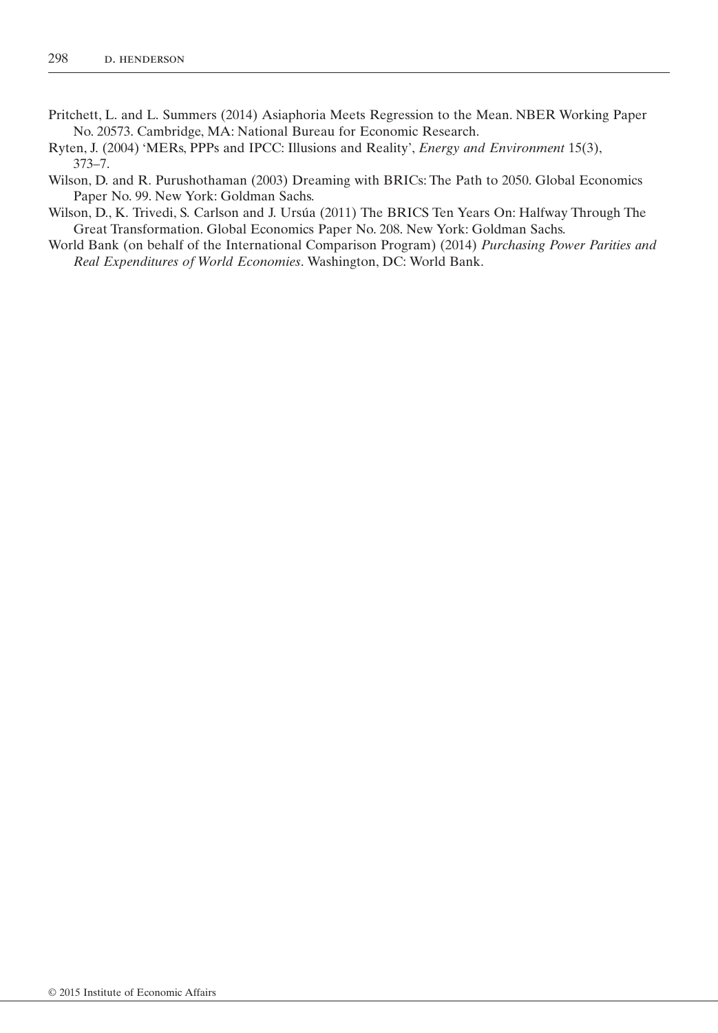Pritchett, L. and L. Summers (2014) Asiaphoria Meets Regression to the Mean. NBER Working Paper No. 20573. Cambridge, MA: National Bureau for Economic Research.

Ryten, J. (2004) 'MERs, PPPs and IPCC: Illusions and Reality', *Energy and Environment* 15(3), 373–7.

Wilson, D. and R. Purushothaman (2003) Dreaming with BRICs: The Path to 2050. Global Economics Paper No. 99. New York: Goldman Sachs.

Wilson, D., K. Trivedi, S. Carlson and J. Ursúa (2011) The BRICS Ten Years On: Halfway Through The Great Transformation. Global Economics Paper No. 208. New York: Goldman Sachs.

World Bank (on behalf of the International Comparison Program) (2014) *Purchasing Power Parities and Real Expenditures of World Economies*. Washington, DC: World Bank.